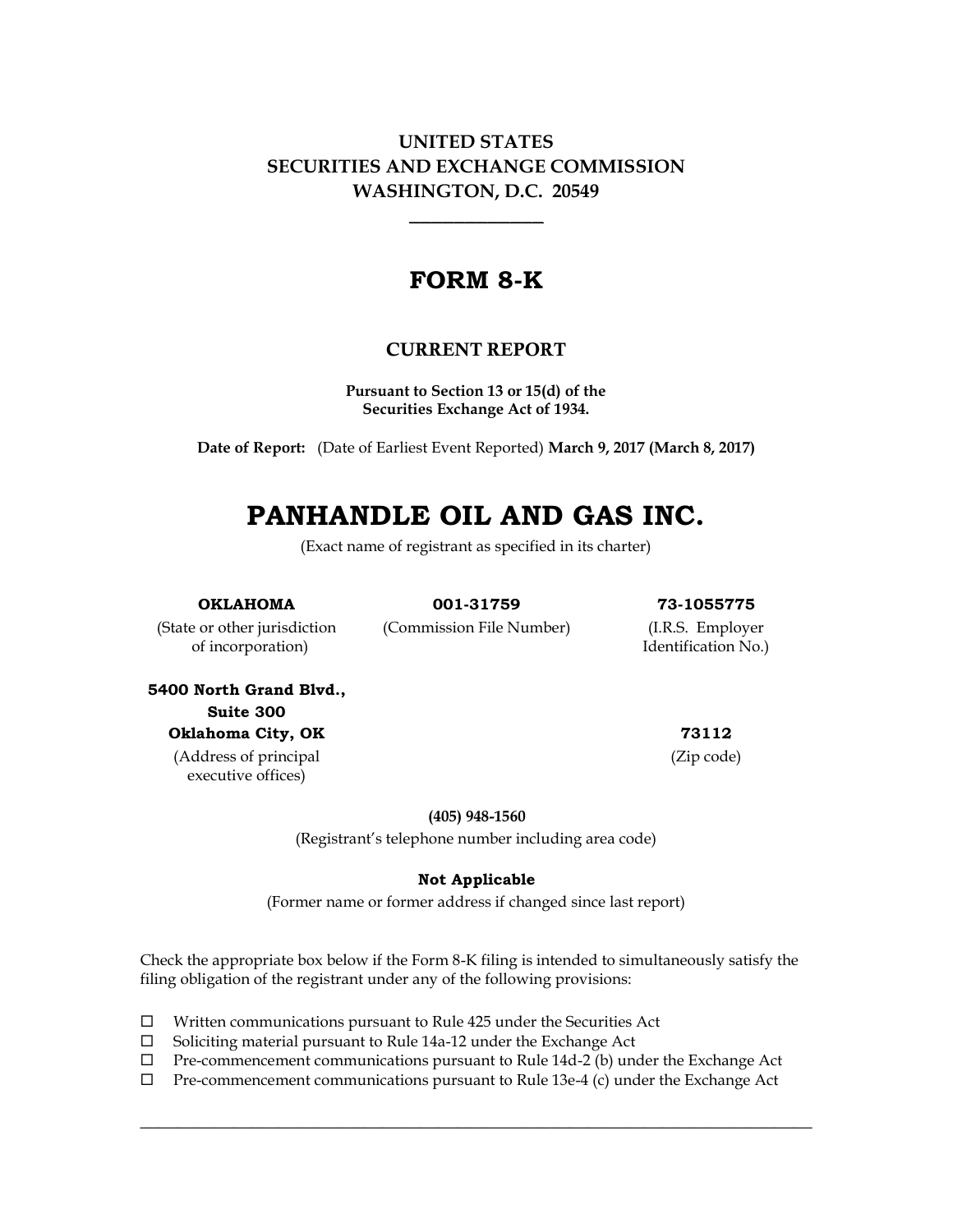**UNITED STATES**
**SECURITIES AND EXCHANGE COMMISSION**
**WASHINGTON, D.C. 20549**

---

# FORM 8-K

## CURRENT REPORT

**Pursuant to Section 13 or 15(d) of the Securities Exchange Act of 1934.**

**Date of Report:** (Date of Earliest Event Reported) **March 9, 2017 (March 8, 2017)**

# PANHANDLE OIL AND GAS INC.

(Exact name of registrant as specified in its charter)

| **OKLAHOMA** | **001-31759** | **73-1055775** |
|---|---|---|
| (State or other jurisdiction of incorporation) | (Commission File Number) | (I.R.S. Employer Identification No.) |

| **5400 North Grand Blvd., Suite 300 Oklahoma City, OK** | **73112** |
|---|---|
| (Address of principal executive offices) | (Zip code) |

**(405) 948-1560**
(Registrant's telephone number including area code)

**Not Applicable**
(Former name or former address if changed since last report)

Check the appropriate box below if the Form 8-K filing is intended to simultaneously satisfy the filing obligation of the registrant under any of the following provisions:

- ☐ Written communications pursuant to Rule 425 under the Securities Act
- ☐ Soliciting material pursuant to Rule 14a-12 under the Exchange Act
- ☐ Pre-commencement communications pursuant to Rule 14d-2 (b) under the Exchange Act
- ☐ Pre-commencement communications pursuant to Rule 13e-4 (c) under the Exchange Act

---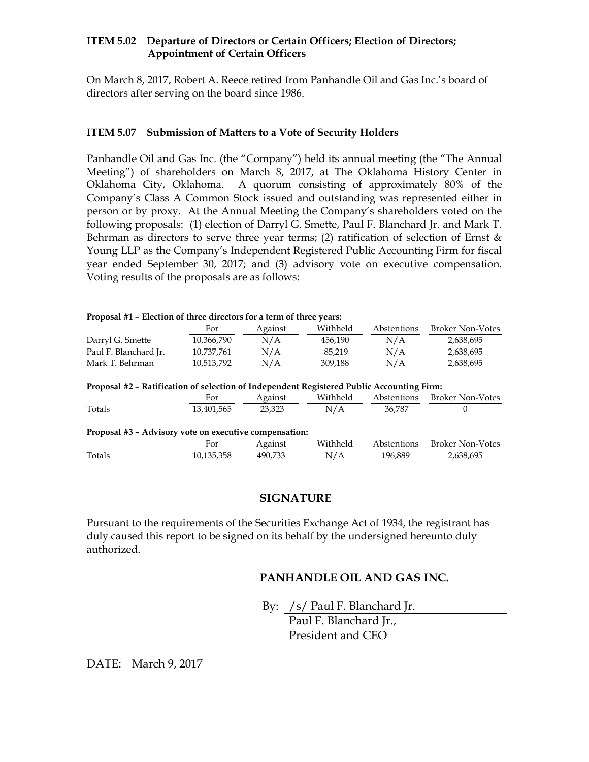**ITEM 5.02 Departure of Directors or Certain Officers; Election of Directors; Appointment of Certain Officers**

On March 8, 2017, Robert A. Reece retired from Panhandle Oil and Gas Inc.'s board of directors after serving on the board since 1986.

**ITEM 5.07 Submission of Matters to a Vote of Security Holders**

Panhandle Oil and Gas Inc. (the "Company") held its annual meeting (the "The Annual Meeting") of shareholders on March 8, 2017, at The Oklahoma History Center in Oklahoma City, Oklahoma. A quorum consisting of approximately 80% of the Company's Class A Common Stock issued and outstanding was represented either in person or by proxy. At the Annual Meeting the Company's shareholders voted on the following proposals: (1) election of Darryl G. Smette, Paul F. Blanchard Jr. and Mark T. Behrman as directors to serve three year terms; (2) ratification of selection of Ernst & Young LLP as the Company's Independent Registered Public Accounting Firm for fiscal year ended September 30, 2017; and (3) advisory vote on executive compensation. Voting results of the proposals are as follows:

**Proposal #1 – Election of three directors for a term of three years:**

| | For | Against | Withheld | Abstentions | Broker Non-Votes |
|---|---|---|---|---|---|
| Darryl G. Smette | 10,366,790 | N/A | 456,190 | N/A | 2,638,695 |
| Paul F. Blanchard Jr. | 10,737,761 | N/A | 85,219 | N/A | 2,638,695 |
| Mark T. Behrman | 10,513,792 | N/A | 309,188 | N/A | 2,638,695 |

**Proposal #2 – Ratification of selection of Independent Registered Public Accounting Firm:**

| | For | Against | Withheld | Abstentions | Broker Non-Votes |
|---|---|---|---|---|---|
| Totals | 13,401,565 | 23,323 | N/A | 36,787 | 0 |

**Proposal #3 – Advisory vote on executive compensation:**

| | For | Against | Withheld | Abstentions | Broker Non-Votes |
|---|---|---|---|---|---|
| Totals | 10,135,358 | 490,733 | N/A | 196,889 | 2,638,695 |

## SIGNATURE

Pursuant to the requirements of the Securities Exchange Act of 1934, the registrant has duly caused this report to be signed on its behalf by the undersigned hereunto duly authorized.

**PANHANDLE OIL AND GAS INC.**

By: /s/ Paul F. Blanchard Jr.
Paul F. Blanchard Jr.,
President and CEO

DATE: March 9, 2017